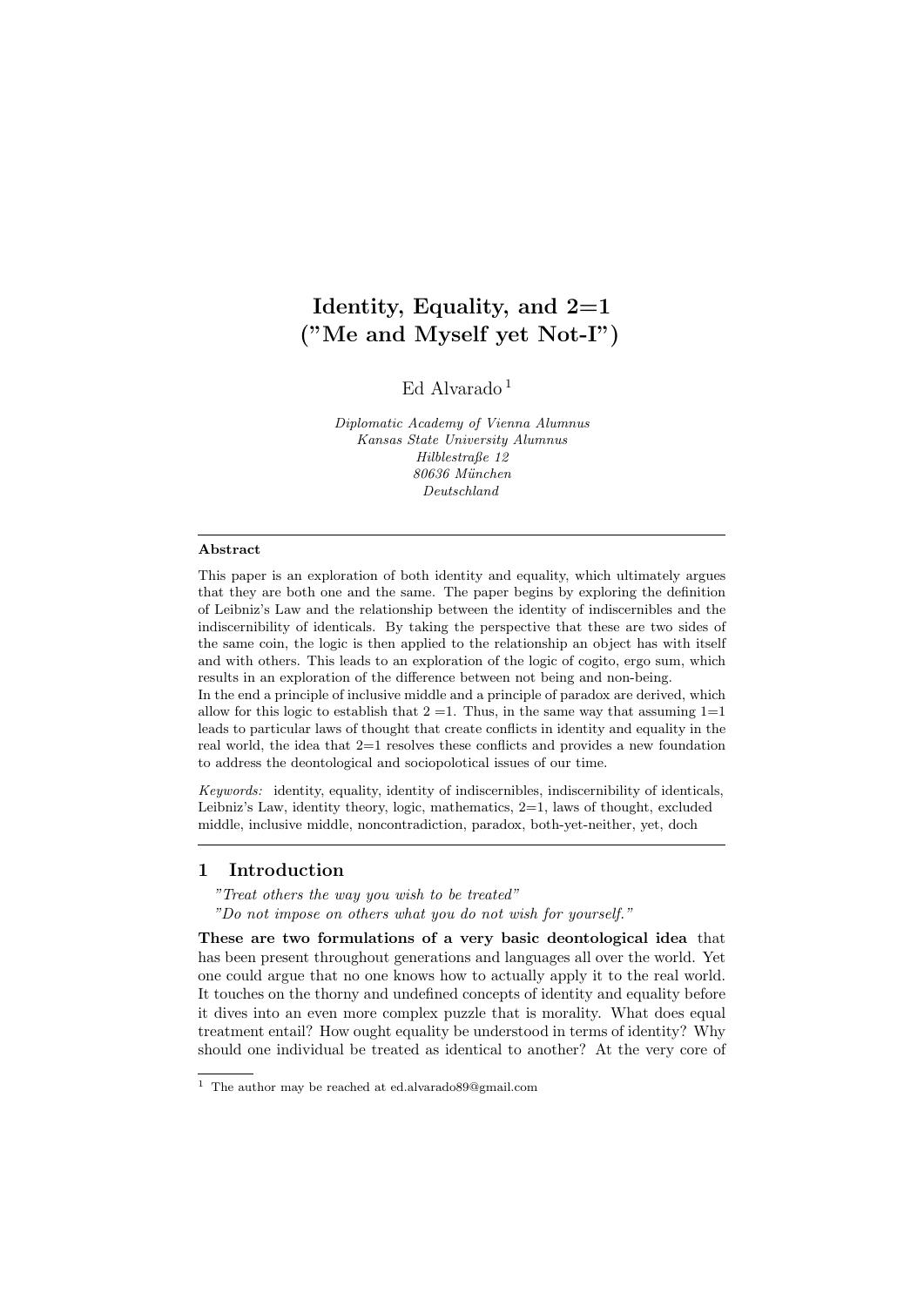# Identity, Equality, and 2=1 ("Me and Myself yet Not-I")

Ed Alvarado [1]

*Diplomatic Academy of Vienna Alumnus*
*Kansas State University Alumnus*
*Hilblestraße 12*
*80636 München*
*Deutschland*

---

**Abstract**

This paper is an exploration of both identity and equality, which ultimately argues that they are both one and the same. The paper begins by exploring the definition of Leibniz's Law and the relationship between the identity of indiscernibles and the indiscernibility of identicals. By taking the perspective that these are two sides of the same coin, the logic is then applied to the relationship an object has with itself and with others. This leads to an exploration of the logic of cogito, ergo sum, which results in an exploration of the difference between not being and non-being.

In the end a principle of inclusive middle and a principle of paradox are derived, which allow for this logic to establish that 2 =1. Thus, in the same way that assuming 1=1 leads to particular laws of thought that create conflicts in identity and equality in the real world, the idea that 2=1 resolves these conflicts and provides a new foundation to address the deontological and sociopolotical issues of our time.

*Keywords:* identity, equality, identity of indiscernibles, indiscernibility of identicals, Leibniz's Law, identity theory, logic, mathematics, 2=1, laws of thought, excluded middle, inclusive middle, noncontradiction, paradox, both-yet-neither, yet, doch

---

## 1 Introduction

*"Treat others the way you wish to be treated"*
*"Do not impose on others what you do not wish for yourself."*

**These are two formulations of a very basic deontological idea** that has been present throughout generations and languages all over the world. Yet one could argue that no one knows how to actually apply it to the real world. It touches on the thorny and undefined concepts of identity and equality before it dives into an even more complex puzzle that is morality. What does equal treatment entail? How ought equality be understood in terms of identity? Why should one individual be treated as identical to another? At the very core of

[1] The author may be reached at ed.alvarado89@gmail.com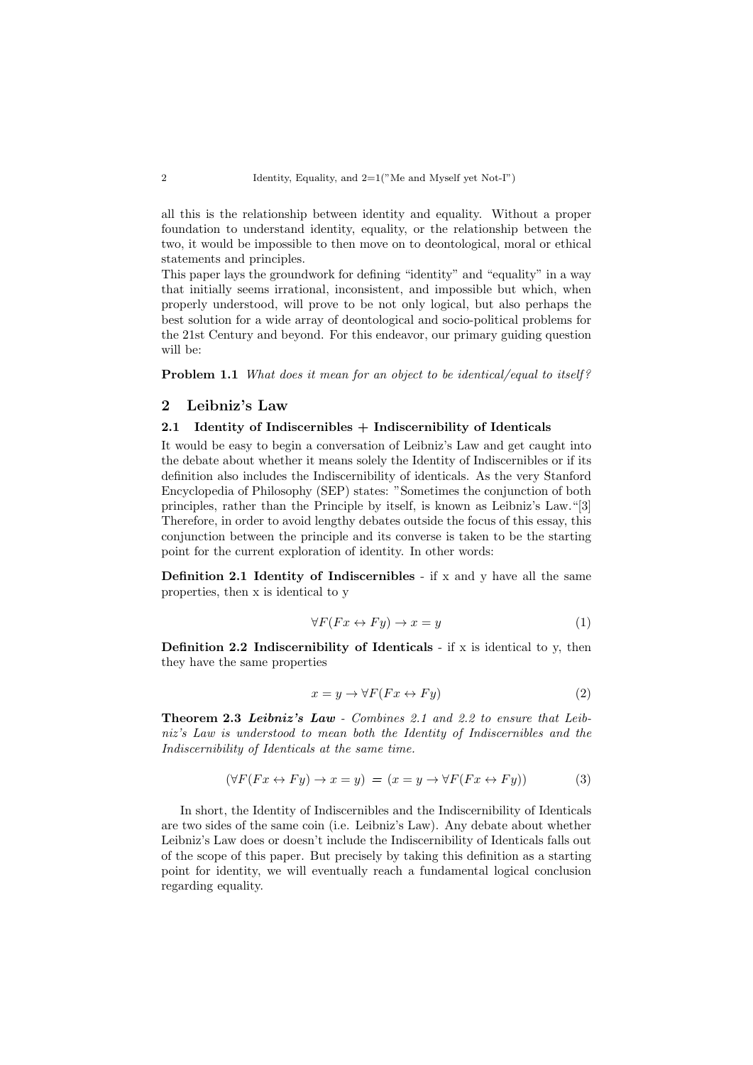all this is the relationship between identity and equality. Without a proper foundation to understand identity, equality, or the relationship between the two, it would be impossible to then move on to deontological, moral or ethical statements and principles.
This paper lays the groundwork for defining "identity" and "equality" in a way that initially seems irrational, inconsistent, and impossible but which, when properly understood, will prove to be not only logical, but also perhaps the best solution for a wide array of deontological and socio-political problems for the 21st Century and beyond. For this endeavor, our primary guiding question will be:

**Problem 1.1** *What does it mean for an object to be identical/equal to itself?*

## 2 Leibniz's Law

### 2.1 Identity of Indiscernibles + Indiscernibility of Identicals

It would be easy to begin a conversation of Leibniz's Law and get caught into the debate about whether it means solely the Identity of Indiscernibles or if its definition also includes the Indiscernibility of identicals. As the very Stanford Encyclopedia of Philosophy (SEP) states: "Sometimes the conjunction of both principles, rather than the Principle by itself, is known as Leibniz's Law."[3] Therefore, in order to avoid lengthy debates outside the focus of this essay, this conjunction between the principle and its converse is taken to be the starting point for the current exploration of identity. In other words:

**Definition 2.1 Identity of Indiscernibles** - if x and y have all the same properties, then x is identical to y

$$\forall F(Fx \leftrightarrow Fy) \rightarrow x = y \tag{1}$$

**Definition 2.2 Indiscernibility of Identicals** - if x is identical to y, then they have the same properties

$$x = y \rightarrow \forall F(Fx \leftrightarrow Fy) \tag{2}$$

**Theorem 2.3** ***Leibniz's Law*** - *Combines 2.1 and 2.2 to ensure that Leibniz's Law is understood to mean both the Identity of Indiscernibles and the Indiscernibility of Identicals at the same time.*

$$(\forall F(Fx \leftrightarrow Fy) \rightarrow x = y) \;=\; (x = y \rightarrow \forall F(Fx \leftrightarrow Fy)) \tag{3}$$

In short, the Identity of Indiscernibles and the Indiscernibility of Identicals are two sides of the same coin (i.e. Leibniz's Law). Any debate about whether Leibniz's Law does or doesn't include the Indiscernibility of Identicals falls out of the scope of this paper. But precisely by taking this definition as a starting point for identity, we will eventually reach a fundamental logical conclusion regarding equality.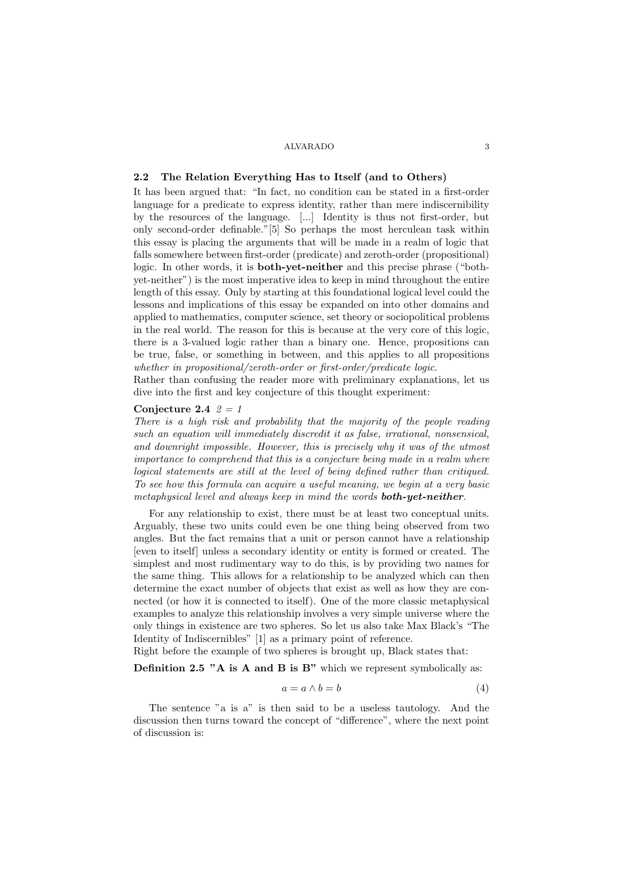## 2.2 The Relation Everything Has to Itself (and to Others)

It has been argued that: "In fact, no condition can be stated in a first-order language for a predicate to express identity, rather than mere indiscernibility by the resources of the language. [...] Identity is thus not first-order, but only second-order definable."[5] So perhaps the most herculean task within this essay is placing the arguments that will be made in a realm of logic that falls somewhere between first-order (predicate) and zeroth-order (propositional) logic. In other words, it is **both-yet-neither** and this precise phrase ("both-yet-neither") is the most imperative idea to keep in mind throughout the entire length of this essay. Only by starting at this foundational logical level could the lessons and implications of this essay be expanded on into other domains and applied to mathematics, computer science, set theory or sociopolitical problems in the real world. The reason for this is because at the very core of this logic, there is a 3-valued logic rather than a binary one. Hence, propositions can be true, false, or something in between, and this applies to all propositions *whether in propositional/zeroth-order or first-order/predicate logic.*

Rather than confusing the reader more with preliminary explanations, let us dive into the first and key conjecture of this thought experiment:

**Conjecture 2.4** *2 = 1*

*There is a high risk and probability that the majority of the people reading such an equation will immediately discredit it as false, irrational, nonsensical, and downright impossible. However, this is precisely why it was of the utmost importance to comprehend that this is a conjecture being made in a realm where logical statements are still at the level of being defined rather than critiqued. To see how this formula can acquire a useful meaning, we begin at a very basic metaphysical level and always keep in mind the words* ***both-yet-neither****.*

For any relationship to exist, there must be at least two conceptual units. Arguably, these two units could even be one thing being observed from two angles. But the fact remains that a unit or person cannot have a relationship [even to itself] unless a secondary identity or entity is formed or created. The simplest and most rudimentary way to do this, is by providing two names for the same thing. This allows for a relationship to be analyzed which can then determine the exact number of objects that exist as well as how they are connected (or how it is connected to itself). One of the more classic metaphysical examples to analyze this relationship involves a very simple universe where the only things in existence are two spheres. So let us also take Max Black's "The Identity of Indiscernibles" [1] as a primary point of reference.

Right before the example of two spheres is brought up, Black states that:

**Definition 2.5 "A is A and B is B"** which we represent symbolically as:

$$a = a \wedge b = b \tag{4}$$

The sentence "a is a" is then said to be a useless tautology. And the discussion then turns toward the concept of "difference", where the next point of discussion is: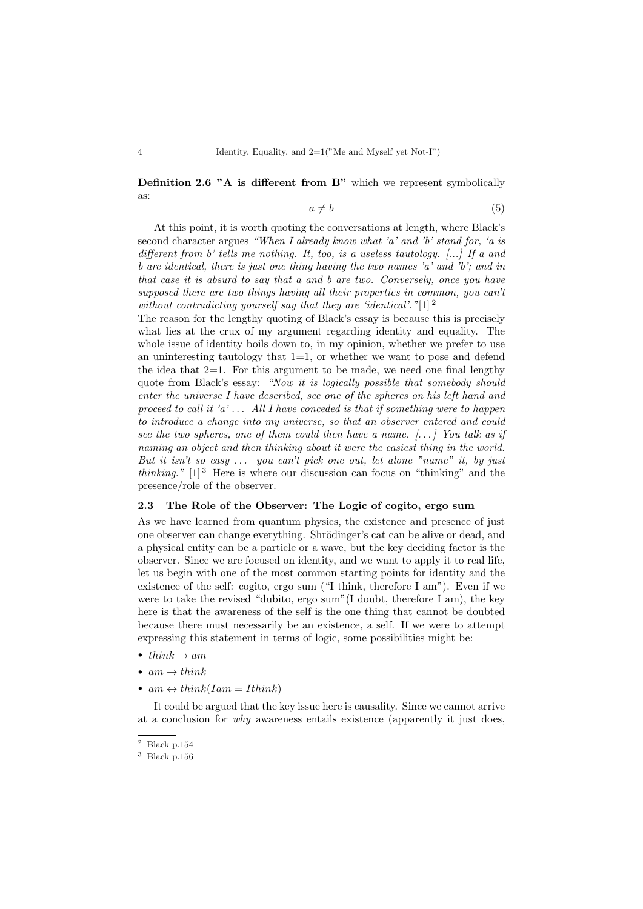**Definition 2.6 "A is different from B"** which we represent symbolically as:

$$a \neq b \tag{5}$$

At this point, it is worth quoting the conversations at length, where Black's second character argues *"When I already know what 'a' and 'b' stand for, 'a is different from b' tells me nothing. It, too, is a useless tautology. [...] If a and b are identical, there is just one thing having the two names 'a' and 'b'; and in that case it is absurd to say that a and b are two. Conversely, once you have supposed there are two things having all their properties in common, you can't without contradicting yourself say that they are 'identical'."*[1] [2]

The reason for the lengthy quoting of Black's essay is because this is precisely what lies at the crux of my argument regarding identity and equality. The whole issue of identity boils down to, in my opinion, whether we prefer to use an uninteresting tautology that 1=1, or whether we want to pose and defend the idea that 2=1. For this argument to be made, we need one final lengthy quote from Black's essay: *"Now it is logically possible that somebody should enter the universe I have described, see one of the spheres on his left hand and proceed to call it 'a' ... All I have conceded is that if something were to happen to introduce a change into my universe, so that an observer entered and could see the two spheres, one of them could then have a name. [...] You talk as if naming an object and then thinking about it were the easiest thing in the world. But it isn't so easy ... you can't pick one out, let alone "name" it, by just thinking."* [1] [3] Here is where our discussion can focus on "thinking" and the presence/role of the observer.

### 2.3 The Role of the Observer: The Logic of cogito, ergo sum

As we have learned from quantum physics, the existence and presence of just one observer can change everything. Shrödinger's cat can be alive or dead, and a physical entity can be a particle or a wave, but the key deciding factor is the observer. Since we are focused on identity, and we want to apply it to real life, let us begin with one of the most common starting points for identity and the existence of the self: cogito, ergo sum ("I think, therefore I am"). Even if we were to take the revised "dubito, ergo sum"(I doubt, therefore I am), the key here is that the awareness of the self is the one thing that cannot be doubted because there must necessarily be an existence, a self. If we were to attempt expressing this statement in terms of logic, some possibilities might be:

- $think \rightarrow am$
- $am \rightarrow think$
- $am \leftrightarrow think (Iam = Ithink)$

It could be argued that the key issue here is causality. Since we cannot arrive at a conclusion for *why* awareness entails existence (apparently it just does,

[2] Black p.154

[3] Black p.156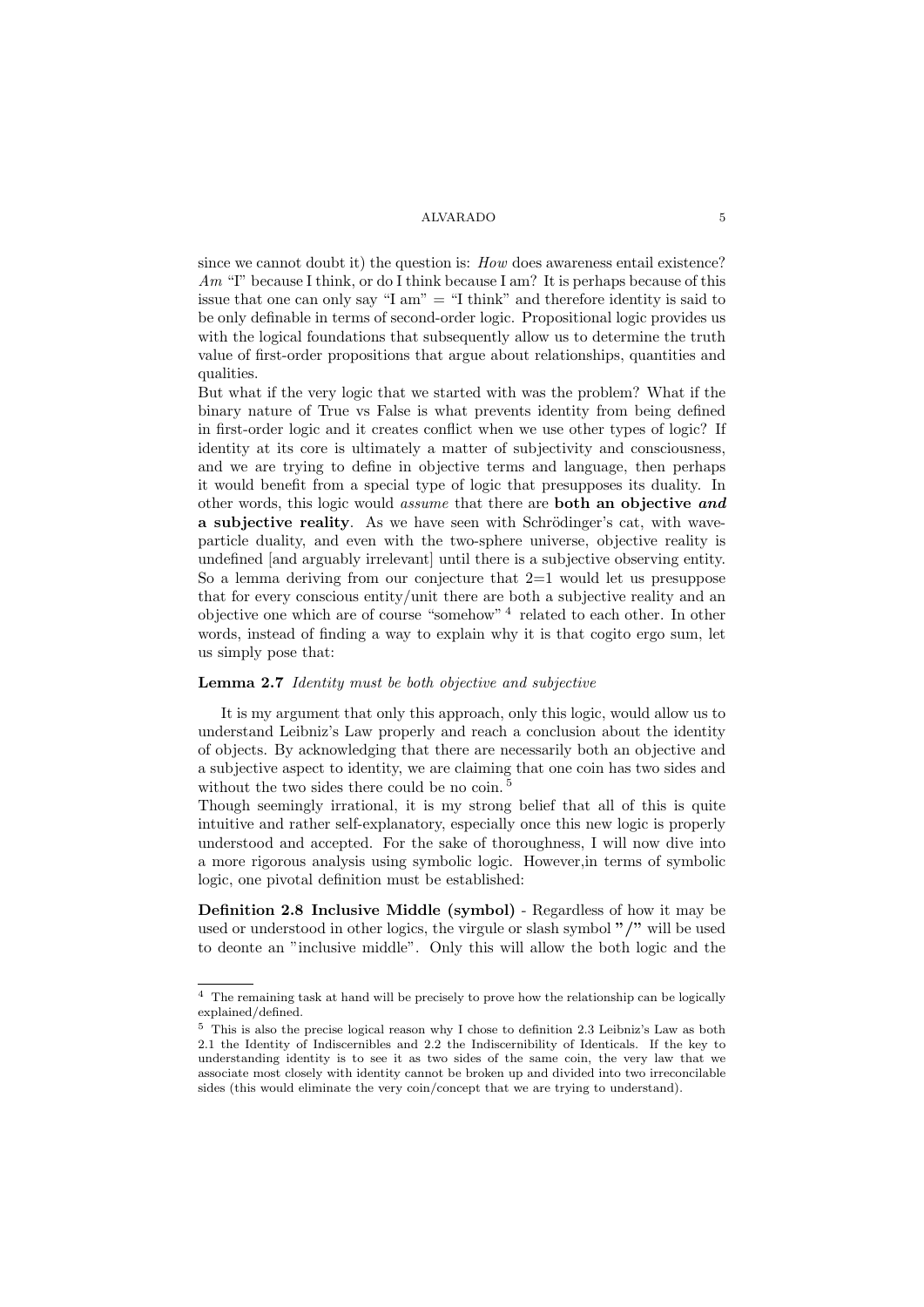since we cannot doubt it) the question is: *How* does awareness entail existence? *Am* "I" because I think, or do I think because I am? It is perhaps because of this issue that one can only say "I am" = "I think" and therefore identity is said to be only definable in terms of second-order logic. Propositional logic provides us with the logical foundations that subsequently allow us to determine the truth value of first-order propositions that argue about relationships, quantities and qualities.

But what if the very logic that we started with was the problem? What if the binary nature of True vs False is what prevents identity from being defined in first-order logic and it creates conflict when we use other types of logic? If identity at its core is ultimately a matter of subjectivity and consciousness, and we are trying to define in objective terms and language, then perhaps it would benefit from a special type of logic that presupposes its duality. In other words, this logic would *assume* that there are **both an objective *and* a subjective reality**. As we have seen with Schrödinger's cat, with wave-particle duality, and even with the two-sphere universe, objective reality is undefined [and arguably irrelevant] until there is a subjective observing entity. So a lemma deriving from our conjecture that 2=1 would let us presuppose that for every conscious entity/unit there are both a subjective reality and an objective one which are of course "somehow" [4] related to each other. In other words, instead of finding a way to explain why it is that cogito ergo sum, let us simply pose that:

**Lemma 2.7** *Identity must be both objective and subjective*

It is my argument that only this approach, only this logic, would allow us to understand Leibniz's Law properly and reach a conclusion about the identity of objects. By acknowledging that there are necessarily both an objective and a subjective aspect to identity, we are claiming that one coin has two sides and without the two sides there could be no coin. [5]

Though seemingly irrational, it is my strong belief that all of this is quite intuitive and rather self-explanatory, especially once this new logic is properly understood and accepted. For the sake of thoroughness, I will now dive into a more rigorous analysis using symbolic logic. However,in terms of symbolic logic, one pivotal definition must be established:

**Definition 2.8 Inclusive Middle (symbol)** - Regardless of how it may be used or understood in other logics, the virgule or slash symbol **"/"** will be used to deonte an "inclusive middle". Only this will allow the both logic and the

---

[4] The remaining task at hand will be precisely to prove how the relationship can be logically explained/defined.

[5] This is also the precise logical reason why I chose to definition 2.3 Leibniz's Law as both 2.1 the Identity of Indiscernibles and 2.2 the Indiscernibility of Identicals. If the key to understanding identity is to see it as two sides of the same coin, the very law that we associate most closely with identity cannot be broken up and divided into two irreconcilable sides (this would eliminate the very coin/concept that we are trying to understand).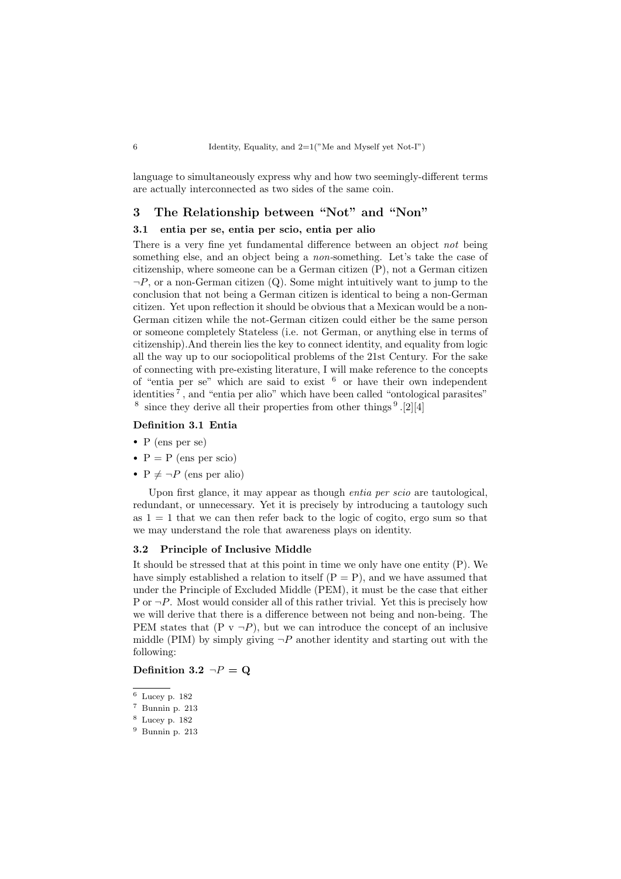language to simultaneously express why and how two seemingly-different terms are actually interconnected as two sides of the same coin.

## 3 The Relationship between "Not" and "Non"

### 3.1 entia per se, entia per scio, entia per alio

There is a very fine yet fundamental difference between an object *not* being something else, and an object being a *non*-something. Let's take the case of citizenship, where someone can be a German citizen (P), not a German citizen $\neg P$, or a non-German citizen (Q). Some might intuitively want to jump to the conclusion that not being a German citizen is identical to being a non-German citizen. Yet upon reflection it should be obvious that a Mexican would be a non-German citizen while the not-German citizen could either be the same person or someone completely Stateless (i.e. not German, or anything else in terms of citizenship).And therein lies the key to connect identity, and equality from logic all the way up to our sociopolitical problems of the 21st Century. For the sake of connecting with pre-existing literature, I will make reference to the concepts of "entia per se" which are said to exist [6] or have their own independent identities [7], and "entia per alio" which have been called "ontological parasites" [8] since they derive all their properties from other things [9].[2][4]

**Definition 3.1 Entia**

- P (ens per se)
- P = P (ens per scio)
- P $\neq \neg P$ (ens per alio)

Upon first glance, it may appear as though *entia per scio* are tautological, redundant, or unnecessary. Yet it is precisely by introducing a tautology such as $1 = 1$ that we can then refer back to the logic of cogito, ergo sum so that we may understand the role that awareness plays on identity.

### 3.2 Principle of Inclusive Middle

It should be stressed that at this point in time we only have one entity (P). We have simply established a relation to itself (P = P), and we have assumed that under the Principle of Excluded Middle (PEM), it must be the case that either P or $\neg P$. Most would consider all of this rather trivial. Yet this is precisely how we will derive that there is a difference between not being and non-being. The PEM states that (P v $\neg P$), but we can introduce the concept of an inclusive middle (PIM) by simply giving $\neg P$ another identity and starting out with the following:

**Definition 3.2 $\neg P$ = Q**

---

[6] Lucey p. 182

[7] Bunnin p. 213

[8] Lucey p. 182

[9] Bunnin p. 213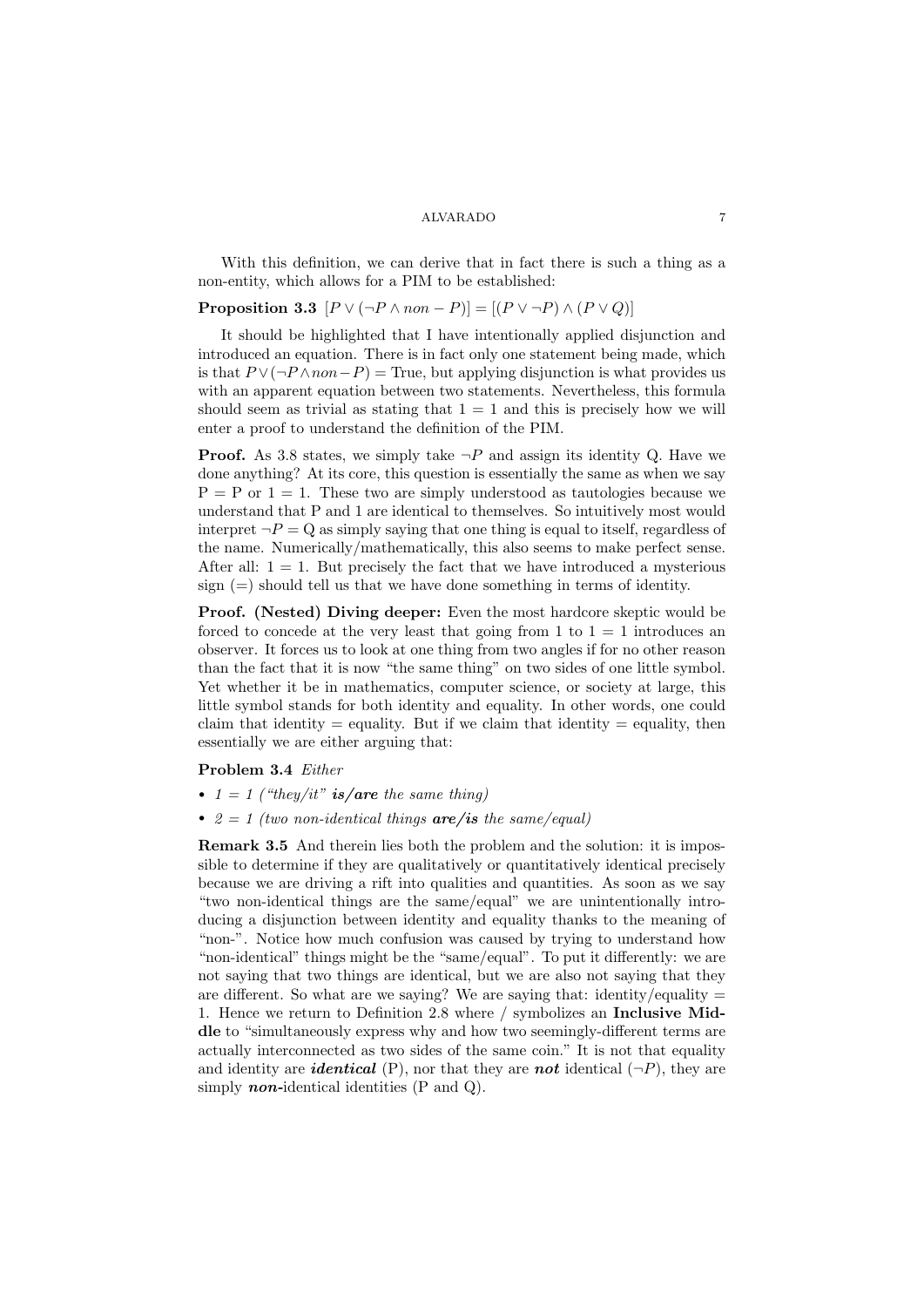With this definition, we can derive that in fact there is such a thing as a non-entity, which allows for a PIM to be established:

**Proposition 3.3** $[P \vee (\neg P \wedge non - P)] = [(P \vee \neg P) \wedge (P \vee Q)]$

It should be highlighted that I have intentionally applied disjunction and introduced an equation. There is in fact only one statement being made, which is that $P \vee (\neg P \wedge non - P) =$ True, but applying disjunction is what provides us with an apparent equation between two statements. Nevertheless, this formula should seem as trivial as stating that $1 = 1$ and this is precisely how we will enter a proof to understand the definition of the PIM.

**Proof.** As 3.8 states, we simply take $\neg P$ and assign its identity Q. Have we done anything? At its core, this question is essentially the same as when we say P = P or 1 = 1. These two are simply understood as tautologies because we understand that P and 1 are identical to themselves. So intuitively most would interpret $\neg P =$ Q as simply saying that one thing is equal to itself, regardless of the name. Numerically/mathematically, this also seems to make perfect sense. After all: $1 = 1$. But precisely the fact that we have introduced a mysterious sign (=) should tell us that we have done something in terms of identity.

**Proof. (Nested) Diving deeper:** Even the most hardcore skeptic would be forced to concede at the very least that going from 1 to $1 = 1$ introduces an observer. It forces us to look at one thing from two angles if for no other reason than the fact that it is now "the same thing" on two sides of one little symbol. Yet whether it be in mathematics, computer science, or society at large, this little symbol stands for both identity and equality. In other words, one could claim that identity = equality. But if we claim that identity = equality, then essentially we are either arguing that:

**Problem 3.4** *Either*

- *1 = 1 ("they/it"* ***is/are*** *the same thing)*
- *2 = 1 (two non-identical things* ***are/is*** *the same/equal)*

**Remark 3.5** And therein lies both the problem and the solution: it is impossible to determine if they are qualitatively or quantitatively identical precisely because we are driving a rift into qualities and quantities. As soon as we say "two non-identical things are the same/equal" we are unintentionally introducing a disjunction between identity and equality thanks to the meaning of "non-". Notice how much confusion was caused by trying to understand how "non-identical" things might be the "same/equal". To put it differently: we are not saying that two things are identical, but we are also not saying that they are different. So what are we saying? We are saying that: identity/equality = 1. Hence we return to Definition 2.8 where / symbolizes an **Inclusive Middle** to "simultaneously express why and how two seemingly-different terms are actually interconnected as two sides of the same coin." It is not that equality and identity are ***identical*** (P), nor that they are ***not*** identical ($\neg P$), they are simply ***non-***identical identities (P and Q).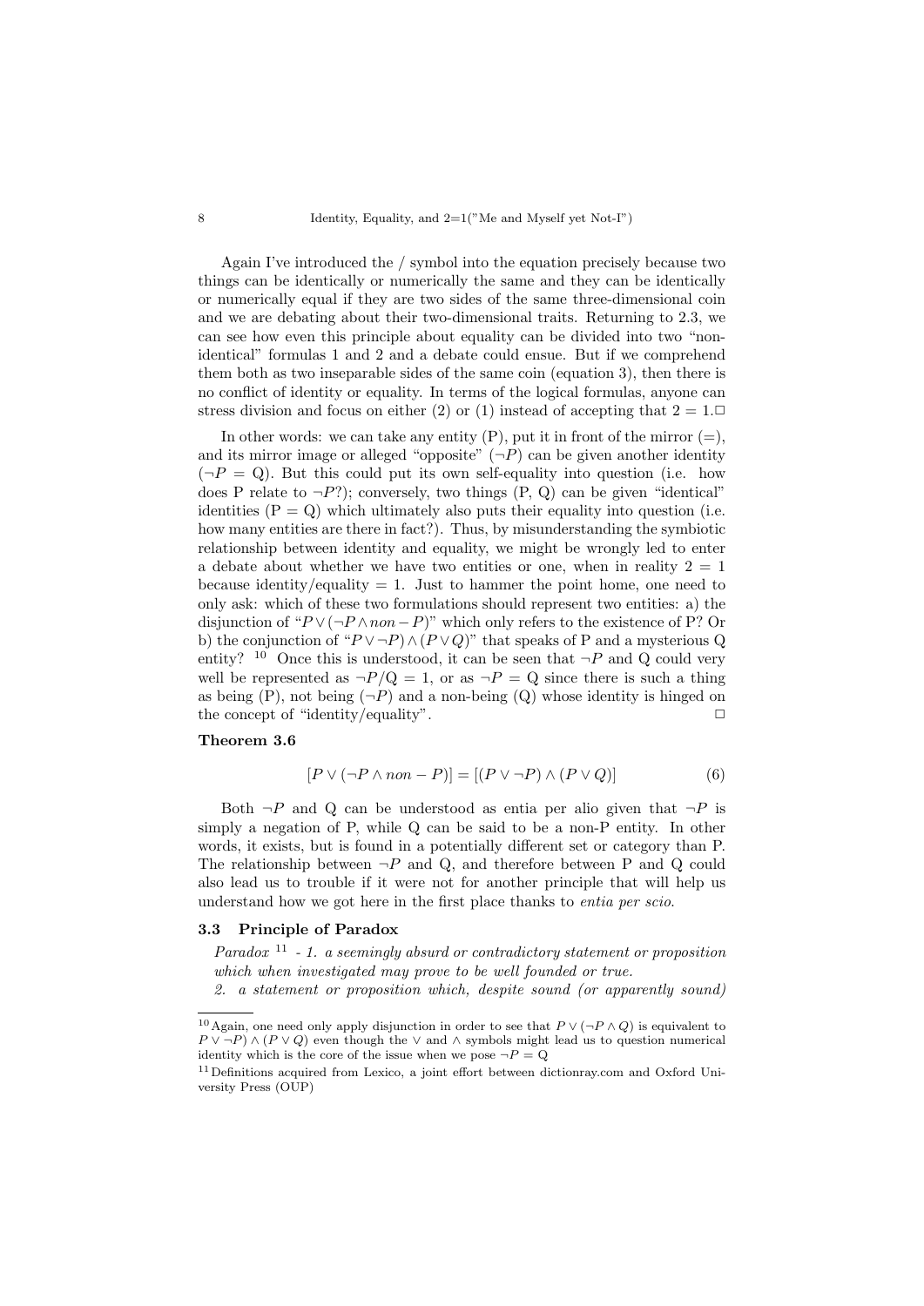Again I've introduced the / symbol into the equation precisely because two things can be identically or numerically the same and they can be identically or numerically equal if they are two sides of the same three-dimensional coin and we are debating about their two-dimensional traits. Returning to 2.3, we can see how even this principle about equality can be divided into two "non-identical" formulas 1 and 2 and a debate could ensue. But if we comprehend them both as two inseparable sides of the same coin (equation 3), then there is no conflict of identity or equality. In terms of the logical formulas, anyone can stress division and focus on either (2) or (1) instead of accepting that $2 = 1$.□

In other words: we can take any entity (P), put it in front of the mirror (=), and its mirror image or alleged "opposite" ($\neg P$) can be given another identity ($\neg P$ = Q). But this could put its own self-equality into question (i.e. how does P relate to $\neg P$?); conversely, two things (P, Q) can be given "identical" identities (P = Q) which ultimately also puts their equality into question (i.e. how many entities are there in fact?). Thus, by misunderstanding the symbiotic relationship between identity and equality, we might be wrongly led to enter a debate about whether we have two entities or one, when in reality $2 = 1$ because identity/equality = 1. Just to hammer the point home, one need to only ask: which of these two formulations should represent two entities: a) the disjunction of "$P \vee (\neg P \wedge non - P)$" which only refers to the existence of P? Or b) the conjunction of "$P \vee \neg P) \wedge (P \vee Q)$" that speaks of P and a mysterious Q entity? [10] Once this is understood, it can be seen that $\neg P$ and Q could very well be represented as $\neg P/Q = 1$, or as $\neg P = Q$ since there is such a thing as being (P), not being ($\neg P$) and a non-being (Q) whose identity is hinged on the concept of "identity/equality". □

**Theorem 3.6**

$$[P \vee (\neg P \wedge non - P)] = [(P \vee \neg P) \wedge (P \vee Q)] \tag{6}$$

Both $\neg P$ and Q can be understood as entia per alio given that $\neg P$ is simply a negation of P, while Q can be said to be a non-P entity. In other words, it exists, but is found in a potentially different set or category than P. The relationship between $\neg P$ and Q, and therefore between P and Q could also lead us to trouble if it were not for another principle that will help us understand how we got here in the first place thanks to *entia per scio*.

### 3.3 Principle of Paradox

*Paradox* [11] *- 1. a seemingly absurd or contradictory statement or proposition which when investigated may prove to be well founded or true.*
*2. a statement or proposition which, despite sound (or apparently sound)*

---

[10] Again, one need only apply disjunction in order to see that $P \vee (\neg P \wedge Q)$ is equivalent to $P \vee \neg P) \wedge (P \vee Q)$ even though the $\vee$ and $\wedge$ symbols might lead us to question numerical identity which is the core of the issue when we pose $\neg P = Q$

[11] Definitions acquired from Lexico, a joint effort between dictionray.com and Oxford University Press (OUP)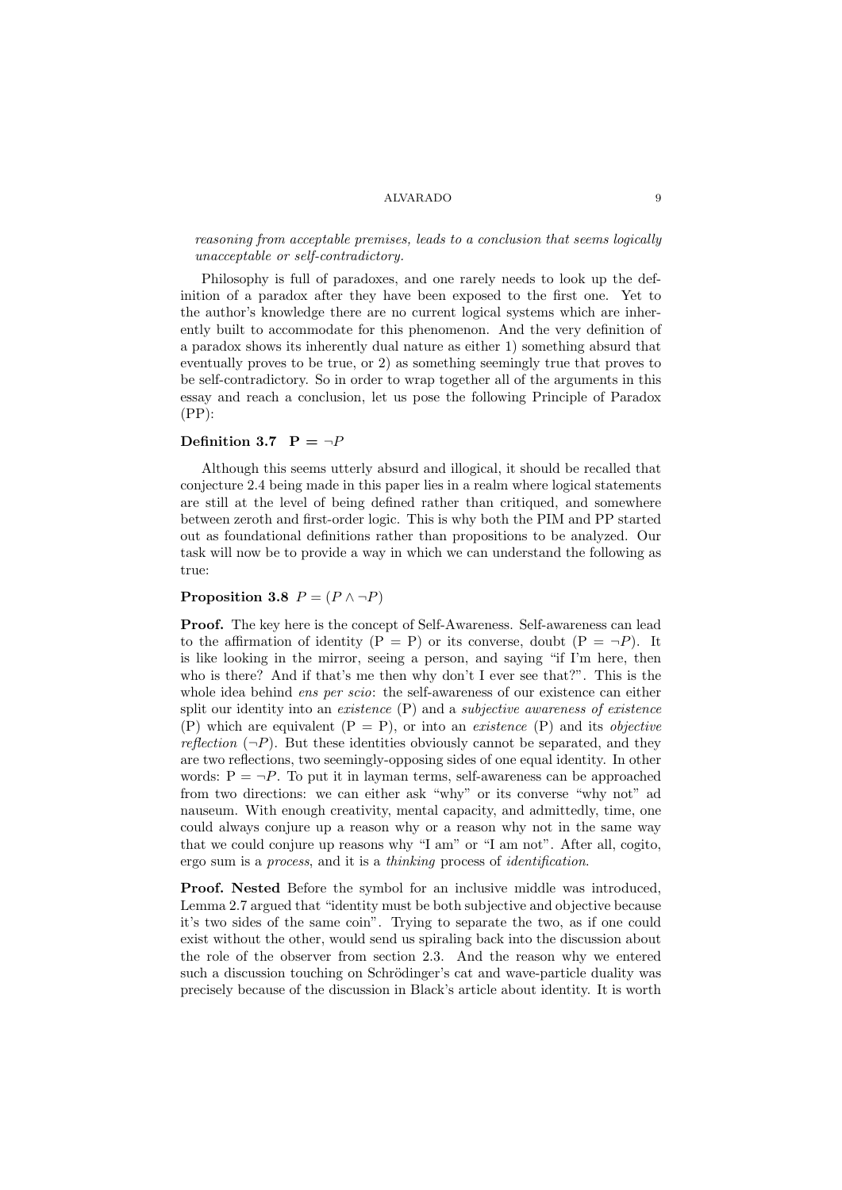*reasoning from acceptable premises, leads to a conclusion that seems logically unacceptable or self-contradictory.*

Philosophy is full of paradoxes, and one rarely needs to look up the definition of a paradox after they have been exposed to the first one. Yet to the author's knowledge there are no current logical systems which are inherently built to accommodate for this phenomenon. And the very definition of a paradox shows its inherently dual nature as either 1) something absurd that eventually proves to be true, or 2) as something seemingly true that proves to be self-contradictory. So in order to wrap together all of the arguments in this essay and reach a conclusion, let us pose the following Principle of Paradox (PP):

**Definition 3.7** $\mathbf{P} = \neg P$

Although this seems utterly absurd and illogical, it should be recalled that conjecture 2.4 being made in this paper lies in a realm where logical statements are still at the level of being defined rather than critiqued, and somewhere between zeroth and first-order logic. This is why both the PIM and PP started out as foundational definitions rather than propositions to be analyzed. Our task will now be to provide a way in which we can understand the following as true:

**Proposition 3.8** $P = (P \wedge \neg P)$

**Proof.** The key here is the concept of Self-Awareness. Self-awareness can lead to the affirmation of identity (P = P) or its converse, doubt (P = $\neg P$). It is like looking in the mirror, seeing a person, and saying "if I'm here, then who is there? And if that's me then why don't I ever see that?". This is the whole idea behind *ens per scio*: the self-awareness of our existence can either split our identity into an *existence* (P) and a *subjective awareness of existence* (P) which are equivalent (P = P), or into an *existence* (P) and its *objective reflection* ($\neg P$). But these identities obviously cannot be separated, and they are two reflections, two seemingly-opposing sides of one equal identity. In other words: P = $\neg P$. To put it in layman terms, self-awareness can be approached from two directions: we can either ask "why" or its converse "why not" ad nauseum. With enough creativity, mental capacity, and admittedly, time, one could always conjure up a reason why or a reason why not in the same way that we could conjure up reasons why "I am" or "I am not". After all, cogito, ergo sum is a *process*, and it is a *thinking* process of *identification*.

**Proof. Nested** Before the symbol for an inclusive middle was introduced, Lemma 2.7 argued that "identity must be both subjective and objective because it's two sides of the same coin". Trying to separate the two, as if one could exist without the other, would send us spiraling back into the discussion about the role of the observer from section 2.3. And the reason why we entered such a discussion touching on Schrödinger's cat and wave-particle duality was precisely because of the discussion in Black's article about identity. It is worth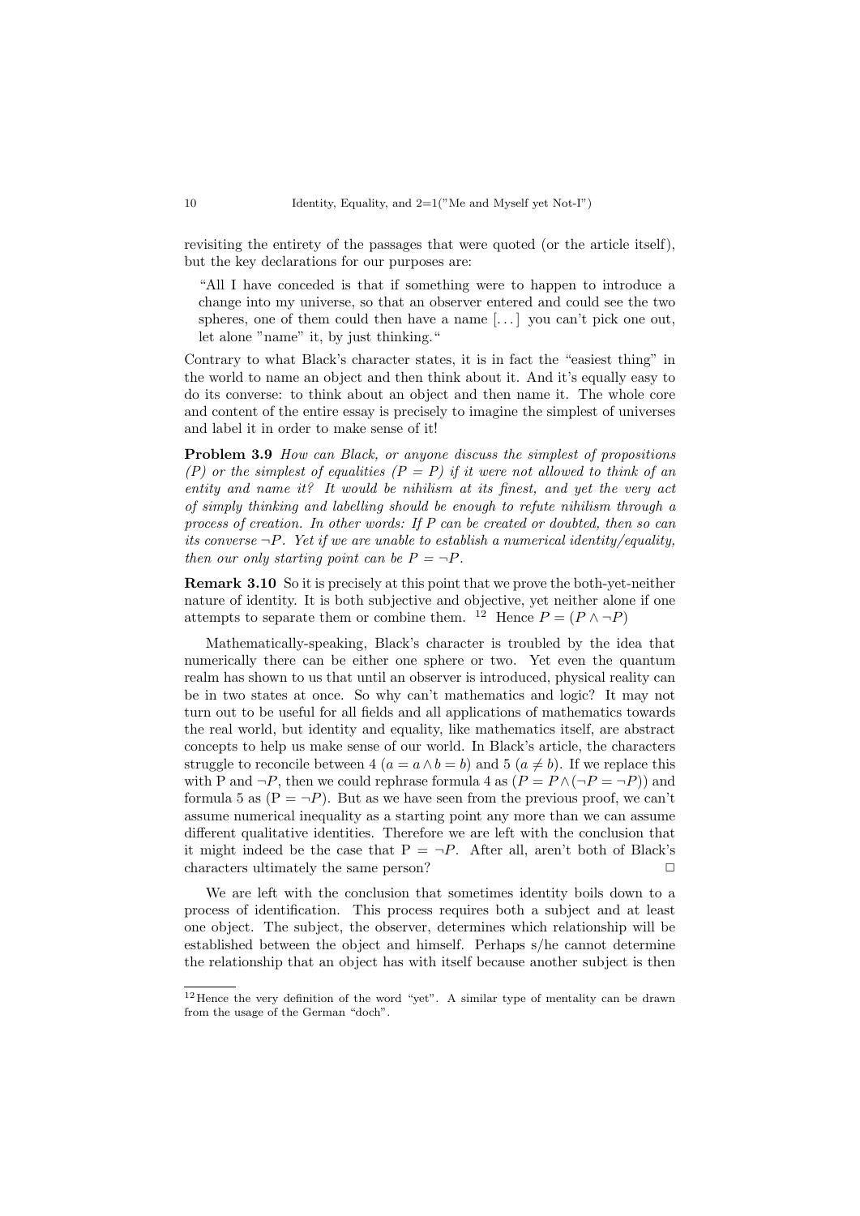revisiting the entirety of the passages that were quoted (or the article itself), but the key declarations for our purposes are:

> "All I have conceded is that if something were to happen to introduce a change into my universe, so that an observer entered and could see the two spheres, one of them could then have a name [...] you can't pick one out, let alone "name" it, by just thinking."

Contrary to what Black's character states, it is in fact the "easiest thing" in the world to name an object and then think about it. And it's equally easy to do its converse: to think about an object and then name it. The whole core and content of the entire essay is precisely to imagine the simplest of universes and label it in order to make sense of it!

**Problem 3.9** *How can Black, or anyone discuss the simplest of propositions ($P$) or the simplest of equalities ($P = P$) if it were not allowed to think of an entity and name it? It would be nihilism at its finest, and yet the very act of simply thinking and labelling should be enough to refute nihilism through a process of creation. In other words: If $P$ can be created or doubted, then so can its converse $\neg P$. Yet if we are unable to establish a numerical identity/equality, then our only starting point can be $P = \neg P$.*

**Remark 3.10** So it is precisely at this point that we prove the both-yet-neither nature of identity. It is both subjective and objective, yet neither alone if one attempts to separate them or combine them. [12] Hence $P = (P \wedge \neg P)$

Mathematically-speaking, Black's character is troubled by the idea that numerically there can be either one sphere or two. Yet even the quantum realm has shown to us that until an observer is introduced, physical reality can be in two states at once. So why can't mathematics and logic? It may not turn out to be useful for all fields and all applications of mathematics towards the real world, but identity and equality, like mathematics itself, are abstract concepts to help us make sense of our world. In Black's article, the characters struggle to reconcile between 4 ($a = a \wedge b = b$) and 5 ($a \neq b$). If we replace this with P and $\neg P$, then we could rephrase formula 4 as ($P = P \wedge (\neg P = \neg P)$) and formula 5 as ($P = \neg P$). But as we have seen from the previous proof, we can't assume numerical inequality as a starting point any more than we can assume different qualitative identities. Therefore we are left with the conclusion that it might indeed be the case that $P = \neg P$. After all, aren't both of Black's characters ultimately the same person? □

We are left with the conclusion that sometimes identity boils down to a process of identification. This process requires both a subject and at least one object. The subject, the observer, determines which relationship will be established between the object and himself. Perhaps s/he cannot determine the relationship that an object has with itself because another subject is then

[12] Hence the very definition of the word "yet". A similar type of mentality can be drawn from the usage of the German "doch".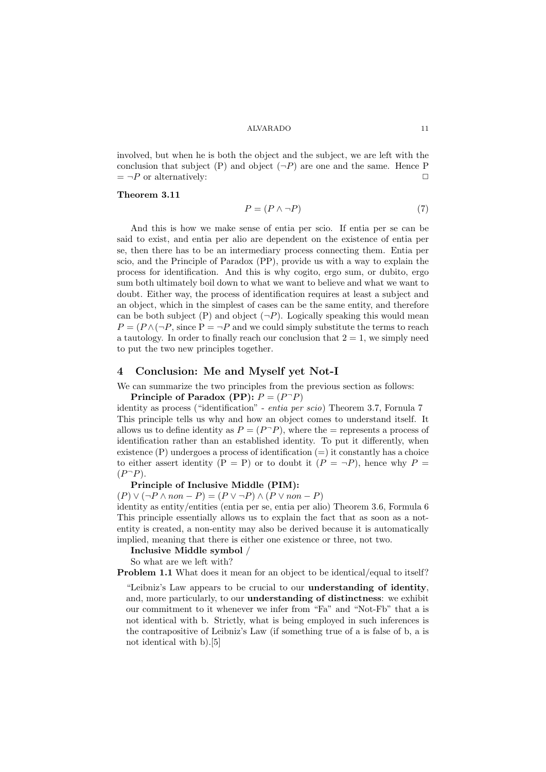involved, but when he is both the object and the subject, we are left with the conclusion that subject (P) and object ($\neg P$) are one and the same. Hence P $= \neg P$ or alternatively: □

**Theorem 3.11**

$$P = (P \wedge \neg P) \tag{7}$$

And this is how we make sense of entia per scio. If entia per se can be said to exist, and entia per alio are dependent on the existence of entia per se, then there has to be an intermediary process connecting them. Entia per scio, and the Principle of Paradox (PP), provide us with a way to explain the process for identification. And this is why cogito, ergo sum, or dubito, ergo sum both ultimately boil down to what we want to believe and what we want to doubt. Either way, the process of identification requires at least a subject and an object, which in the simplest of cases can be the same entity, and therefore can be both subject (P) and object ($\neg P$). Logically speaking this would mean $P = (P \wedge (\neg P$, since P $= \neg P$ and we could simply substitute the terms to reach a tautology. In order to finally reach our conclusion that $2 = 1$, we simply need to put the two new principles together.

## 4 Conclusion: Me and Myself yet Not-I

We can summarize the two principles from the previous section as follows:

**Principle of Paradox (PP):** $P = (P^\neg P)$

identity as process ("identification" - *entia per scio*) Theorem 3.7, Fornula 7
This principle tells us why and how an object comes to understand itself. It allows us to define identity as $P = (P^\neg P)$, where the = represents a process of identification rather than an established identity. To put it differently, when existence (P) undergoes a process of identification (=) it constantly has a choice to either assert identity (P = P) or to doubt it ($P = \neg P$), hence why $P = (P^\neg P)$.

**Principle of Inclusive Middle (PIM):**

$(P) \vee (\neg P \wedge non - P) = (P \vee \neg P) \wedge (P \vee non - P)$

identity as entity/entities (entia per se, entia per alio) Theorem 3.6, Formula 6
This principle essentially allows us to explain the fact that as soon as a not-entity is created, a non-entity may also be derived because it is automatically implied, meaning that there is either one existence or three, not two.

**Inclusive Middle symbol** /

So what are we left with?

**Problem 1.1** What does it mean for an object to be identical/equal to itself?

> "Leibniz's Law appears to be crucial to our **understanding of identity**, and, more particularly, to our **understanding of distinctness**: we exhibit our commitment to it whenever we infer from "Fa" and "Not-Fb" that a is not identical with b. Strictly, what is being employed in such inferences is the contrapositive of Leibniz's Law (if something true of a is false of b, a is not identical with b).[5]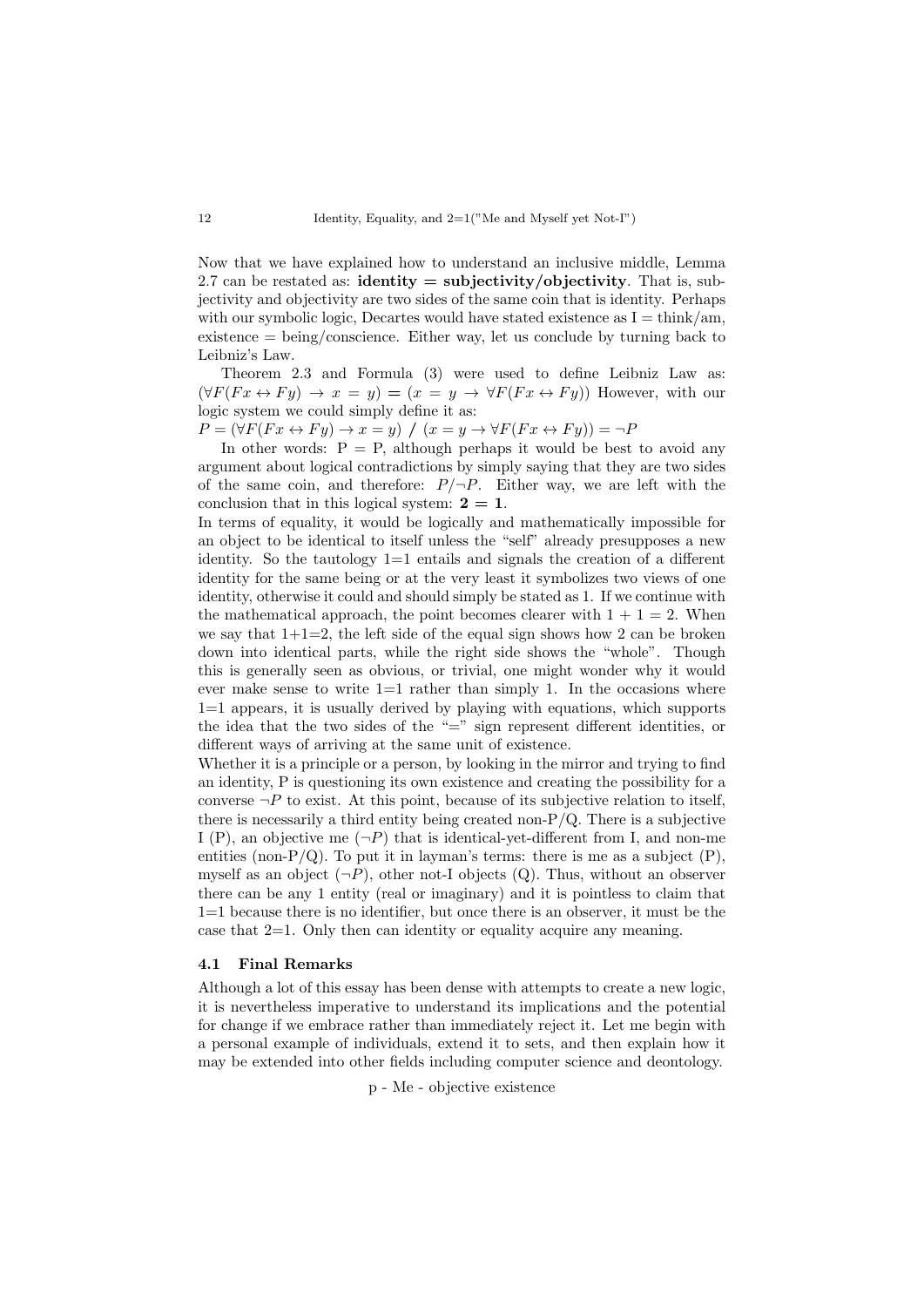Now that we have explained how to understand an inclusive middle, Lemma 2.7 can be restated as: **identity = subjectivity/objectivity**. That is, subjectivity and objectivity are two sides of the same coin that is identity. Perhaps with our symbolic logic, Decartes would have stated existence as I = think/am, existence = being/conscience. Either way, let us conclude by turning back to Leibniz's Law.

Theorem 2.3 and Formula (3) were used to define Leibniz Law as: $(\forall F(Fx \leftrightarrow Fy) \rightarrow x = y) \mathbf{=} (x = y \rightarrow \forall F(Fx \leftrightarrow Fy))$ However, with our logic system we could simply define it as:
$P = (\forall F(Fx \leftrightarrow Fy) \rightarrow x = y) \ \mathbf{/} \ (x = y \rightarrow \forall F(Fx \leftrightarrow Fy)) = \neg P$

In other words: P = P, although perhaps it would be best to avoid any argument about logical contradictions by simply saying that they are two sides of the same coin, and therefore: $P/\neg P$. Either way, we are left with the conclusion that in this logical system: **2 = 1**.

In terms of equality, it would be logically and mathematically impossible for an object to be identical to itself unless the "self" already presupposes a new identity. So the tautology 1=1 entails and signals the creation of a different identity for the same being or at the very least it symbolizes two views of one identity, otherwise it could and should simply be stated as 1. If we continue with the mathematical approach, the point becomes clearer with $1 + 1 = 2$. When we say that 1+1=2, the left side of the equal sign shows how 2 can be broken down into identical parts, while the right side shows the "whole". Though this is generally seen as obvious, or trivial, one might wonder why it would ever make sense to write 1=1 rather than simply 1. In the occasions where 1=1 appears, it is usually derived by playing with equations, which supports the idea that the two sides of the "=" sign represent different identities, or different ways of arriving at the same unit of existence.

Whether it is a principle or a person, by looking in the mirror and trying to find an identity, P is questioning its own existence and creating the possibility for a converse $\neg P$ to exist. At this point, because of its subjective relation to itself, there is necessarily a third entity being created non-P/Q. There is a subjective I (P), an objective me ($\neg P$) that is identical-yet-different from I, and non-me entities (non-P/Q). To put it in layman's terms: there is me as a subject (P), myself as an object ($\neg P$), other not-I objects (Q). Thus, without an observer there can be any 1 entity (real or imaginary) and it is pointless to claim that 1=1 because there is no identifier, but once there is an observer, it must be the case that 2=1. Only then can identity or equality acquire any meaning.

### 4.1 Final Remarks

Although a lot of this essay has been dense with attempts to create a new logic, it is nevertheless imperative to understand its implications and the potential for change if we embrace rather than immediately reject it. Let me begin with a personal example of individuals, extend it to sets, and then explain how it may be extended into other fields including computer science and deontology.

p - Me - objective existence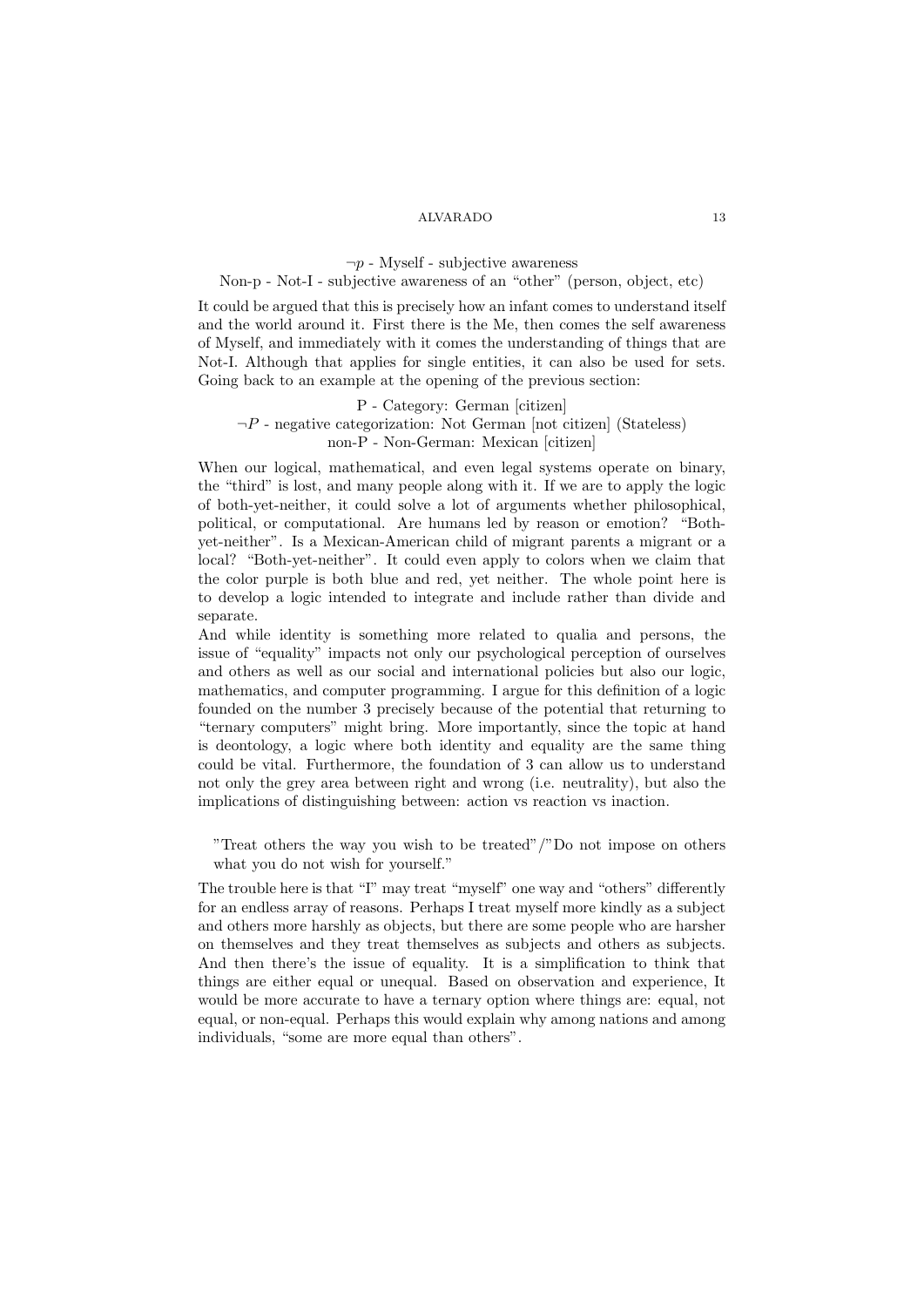$\neg p$ - Myself - subjective awareness
Non-p - Not-I - subjective awareness of an "other" (person, object, etc)

It could be argued that this is precisely how an infant comes to understand itself and the world around it. First there is the Me, then comes the self awareness of Myself, and immediately with it comes the understanding of things that are Not-I. Although that applies for single entities, it can also be used for sets. Going back to an example at the opening of the previous section:

P - Category: German [citizen]
$\neg P$ - negative categorization: Not German [not citizen] (Stateless)
non-P - Non-German: Mexican [citizen]

When our logical, mathematical, and even legal systems operate on binary, the "third" is lost, and many people along with it. If we are to apply the logic of both-yet-neither, it could solve a lot of arguments whether philosophical, political, or computational. Are humans led by reason or emotion? "Both-yet-neither". Is a Mexican-American child of migrant parents a migrant or a local? "Both-yet-neither". It could even apply to colors when we claim that the color purple is both blue and red, yet neither. The whole point here is to develop a logic intended to integrate and include rather than divide and separate.

And while identity is something more related to qualia and persons, the issue of "equality" impacts not only our psychological perception of ourselves and others as well as our social and international policies but also our logic, mathematics, and computer programming. I argue for this definition of a logic founded on the number 3 precisely because of the potential that returning to "ternary computers" might bring. More importantly, since the topic at hand is deontology, a logic where both identity and equality are the same thing could be vital. Furthermore, the foundation of 3 can allow us to understand not only the grey area between right and wrong (i.e. neutrality), but also the implications of distinguishing between: action vs reaction vs inaction.

> "Treat others the way you wish to be treated"/"Do not impose on others what you do not wish for yourself."

The trouble here is that "I" may treat "myself" one way and "others" differently for an endless array of reasons. Perhaps I treat myself more kindly as a subject and others more harshly as objects, but there are some people who are harsher on themselves and they treat themselves as subjects and others as subjects. And then there's the issue of equality. It is a simplification to think that things are either equal or unequal. Based on observation and experience, It would be more accurate to have a ternary option where things are: equal, not equal, or non-equal. Perhaps this would explain why among nations and among individuals, "some are more equal than others".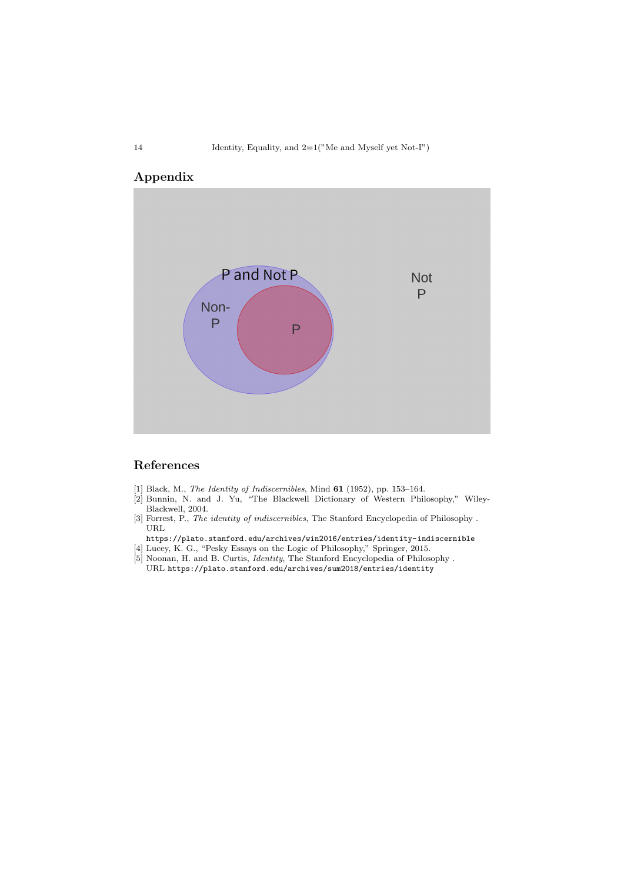## Appendix

P and Not P

Non-
P

P

Not
P

## References

[1] Black, M., *The Identity of Indiscernibles*, Mind **61** (1952), pp. 153–164.
[2] Bunnin, N. and J. Yu, "The Blackwell Dictionary of Western Philosophy," Wiley-Blackwell, 2004.
[3] Forrest, P., *The identity of indiscernibles*, The Stanford Encyclopedia of Philosophy . URL
`https://plato.stanford.edu/archives/win2016/entries/identity-indiscernible`
[4] Lucey, K. G., "Pesky Essays on the Logic of Philosophy," Springer, 2015.
[5] Noonan, H. and B. Curtis, *Identity*, The Stanford Encyclopedia of Philosophy . URL `https://plato.stanford.edu/archives/sum2018/entries/identity`